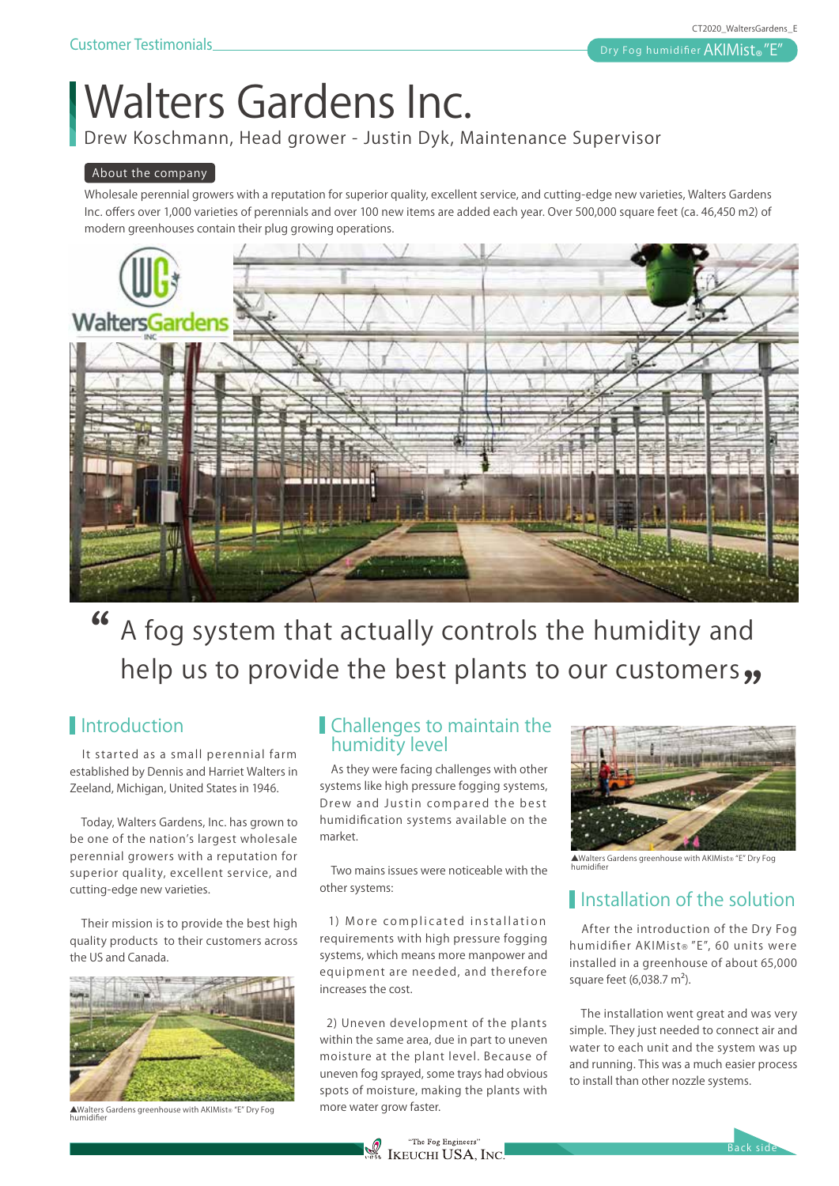Customer Testimonials

Dry Fog humidifier AKIMist® "E"

# Walters Gardens Inc.

Drew Koschmann, Head grower - Justin Dyk, Maintenance Supervisor

**About the company**

Wholesale perennial growers with a reputation for superior quality, excellent service, and cutting-edge new varieties, Walters Gardens Inc. offers over 1,000 varieties of perennials and over 100 new items are added each year. Over 500,000 square feet (ca. 46,450 m2) of modern greenhouses contain their plug growing operations.

> "A fog system that actually controls the humidity and help us to provide the best plants to our customers"

## Introduction

It started as a small perennial farm established by Dennis and Harriet Walters in Zeeland, Michigan, United States in 1946.

Today, Walters Gardens, Inc. has grown to be one of the nation's largest wholesale perennial growers with a reputation for superior quality, excellent service, and cutting-edge new varieties.

Their mission is to provide the best high quality products to their customers across the US and Canada.

▲Walters Gardens greenhouse with AKIMist® "E" Dry Fog humidifier

## Challenges to maintain the humidity level

As they were facing challenges with other systems like high pressure fogging systems, Drew and Justin compared the best humidification systems available on the market.

Two mains issues were noticeable with the other systems:

1) More complicated installation requirements with high pressure fogging systems, which means more manpower and equipment are needed, and therefore increases the cost.

2) Uneven development of the plants within the same area, due in part to uneven moisture at the plant level. Because of uneven fog sprayed, some trays had obvious spots of moisture, making the plants with more water grow faster.

▲Walters Gardens greenhouse with AKIMist® "E" Dry Fog humidifier

## Installation of the solution

After the introduction of the Dry Fog humidifier AKIMist® "E", 60 units were installed in a greenhouse of about 65,000 square feet (6,038.7 m²).

The installation went great and was very simple. They just needed to connect air and water to each unit and the system was up and running. This was a much easier process to install than other nozzle systems.

"The Fog Engineers" IKEUCHI USA, INC.

Back side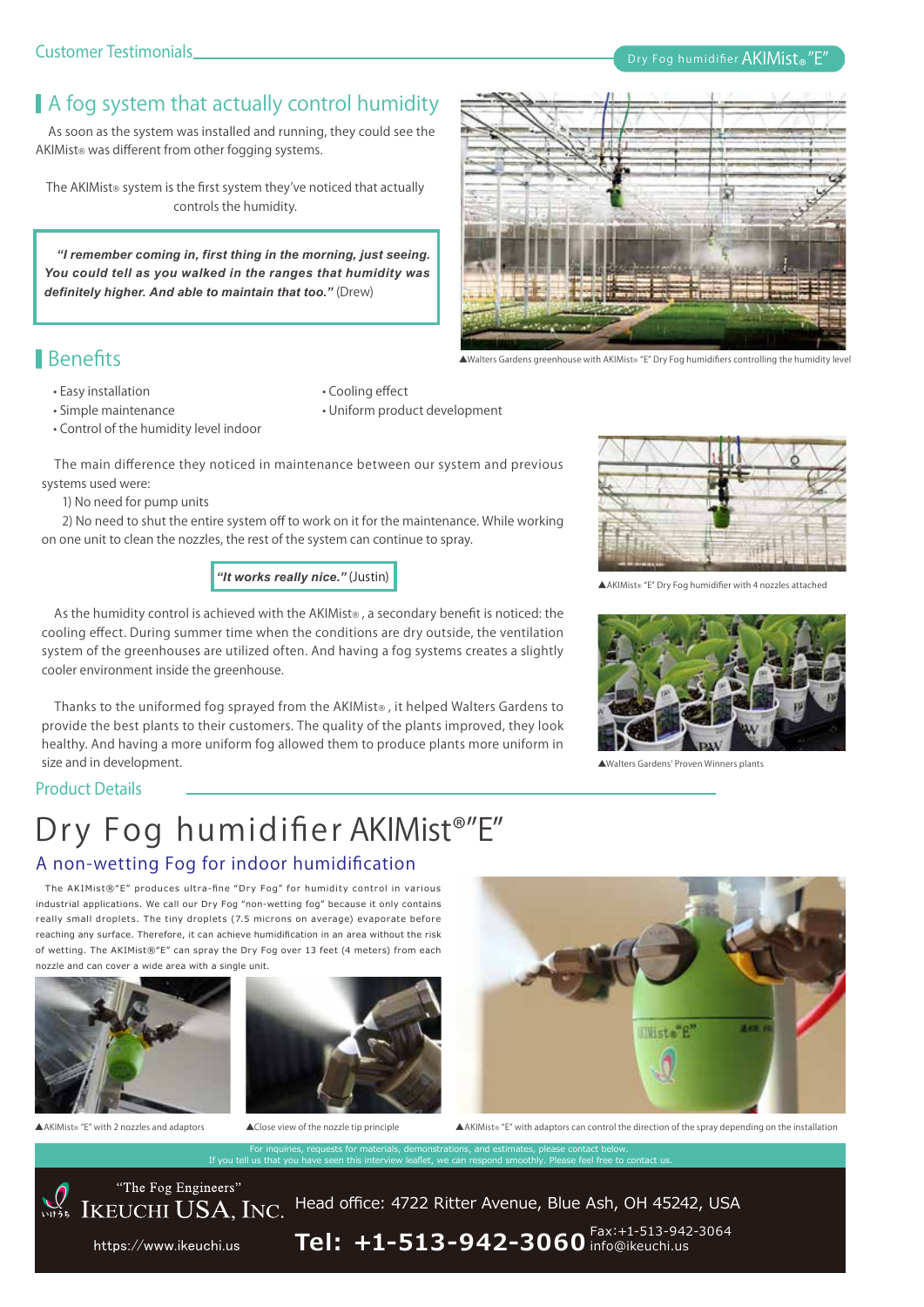Customer Testimonials

Dry Fog humidifier AKIMist® "E"

## A fog system that actually control humidity

As soon as the system was installed and running, they could see the AKIMist® was different from other fogging systems.

The AKIMist® system is the first system they've noticed that actually controls the humidity.

> ***"I remember coming in, first thing in the morning, just seeing. You could tell as you walked in the ranges that humidity was definitely higher. And able to maintain that too."*** (Drew)

▲Walters Gardens greenhouse with AKIMist® "E" Dry Fog humidifiers controlling the humidity level

## Benefits

- Easy installation
- Simple maintenance
- Control of the humidity level indoor
- Cooling effect
- Uniform product development

The main difference they noticed in maintenance between our system and previous systems used were:

1) No need for pump units

2) No need to shut the entire system off to work on it for the maintenance. While working on one unit to clean the nozzles, the rest of the system can continue to spray.

> ***"It works really nice."*** (Justin)

▲AKIMist® "E" Dry Fog humidifier with 4 nozzles attached

As the humidity control is achieved with the AKIMist®, a secondary benefit is noticed: the cooling effect. During summer time when the conditions are dry outside, the ventilation system of the greenhouses are utilized often. And having a fog systems creates a slightly cooler environment inside the greenhouse.

Thanks to the uniformed fog sprayed from the AKIMist®, it helped Walters Gardens to provide the best plants to their customers. The quality of the plants improved, they look healthy. And having a more uniform fog allowed them to produce plants more uniform in size and in development.

▲Walters Gardens' Proven Winners plants

Product Details

# Dry Fog humidifier AKIMist®"E"

## A non-wetting Fog for indoor humidification

The AKIMist®"E" produces ultra-fine "Dry Fog" for humidity control in various industrial applications. We call our Dry Fog "non-wetting fog" because it only contains really small droplets. The tiny droplets (7.5 microns on average) evaporate before reaching any surface. Therefore, it can achieve humidification in an area without the risk of wetting. The AKIMist®"E" can spray the Dry Fog over 13 feet (4 meters) from each nozzle and can cover a wide area with a single unit.

▲AKIMist® "E" with 2 nozzles and adaptors

▲Close view of the nozzle tip principle

▲AKIMist® "E" with adaptors can control the direction of the spray depending on the installation

For inquiries, requests for materials, demonstrations, and estimates, please contact below.
If you tell us that you have seen this interview leaflet, we can respond smoothly. Please feel free to contact us.

"The Fog Engineers"
IKEUCHI USA, INC.

https://www.ikeuchi.us

Head office: 4722 Ritter Avenue, Blue Ash, OH 45242, USA

**Tel: +1-513-942-3060** Fax:+1-513-942-3064 info@ikeuchi.us